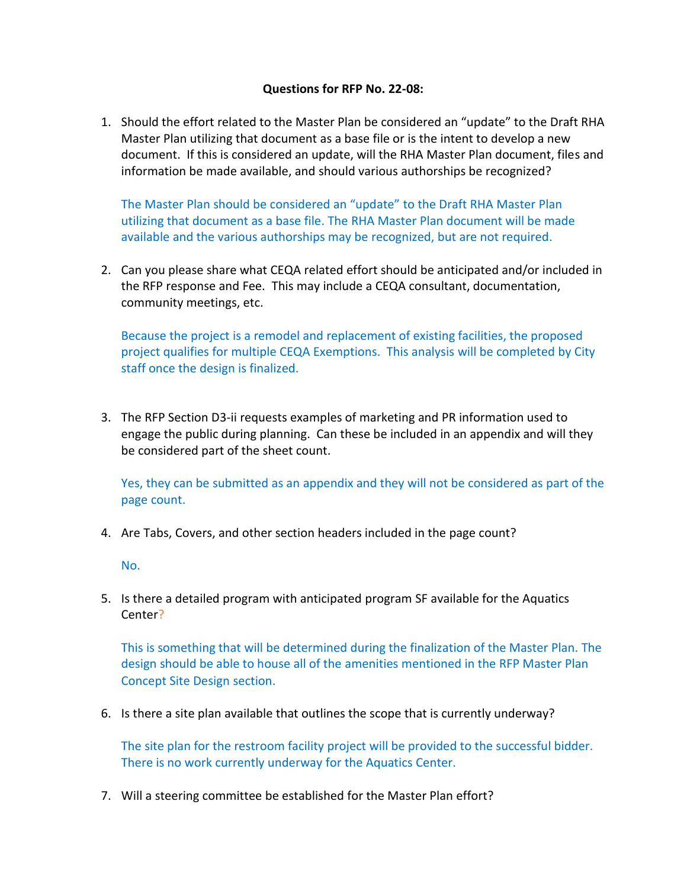**Questions for RFP No. 22-08:**

1. Should the effort related to the Master Plan be considered an "update" to the Draft RHA Master Plan utilizing that document as a base file or is the intent to develop a new document. If this is considered an update, will the RHA Master Plan document, files and information be made available, and should various authorships be recognized?

   The Master Plan should be considered an "update" to the Draft RHA Master Plan utilizing that document as a base file. The RHA Master Plan document will be made available and the various authorships may be recognized, but are not required.

2. Can you please share what CEQA related effort should be anticipated and/or included in the RFP response and Fee. This may include a CEQA consultant, documentation, community meetings, etc.

   Because the project is a remodel and replacement of existing facilities, the proposed project qualifies for multiple CEQA Exemptions. This analysis will be completed by City staff once the design is finalized.

3. The RFP Section D3-ii requests examples of marketing and PR information used to engage the public during planning. Can these be included in an appendix and will they be considered part of the sheet count.

   Yes, they can be submitted as an appendix and they will not be considered as part of the page count.

4. Are Tabs, Covers, and other section headers included in the page count?

   No.

5. Is there a detailed program with anticipated program SF available for the Aquatics Center?

   This is something that will be determined during the finalization of the Master Plan. The design should be able to house all of the amenities mentioned in the RFP Master Plan Concept Site Design section.

6. Is there a site plan available that outlines the scope that is currently underway?

   The site plan for the restroom facility project will be provided to the successful bidder. There is no work currently underway for the Aquatics Center.

7. Will a steering committee be established for the Master Plan effort?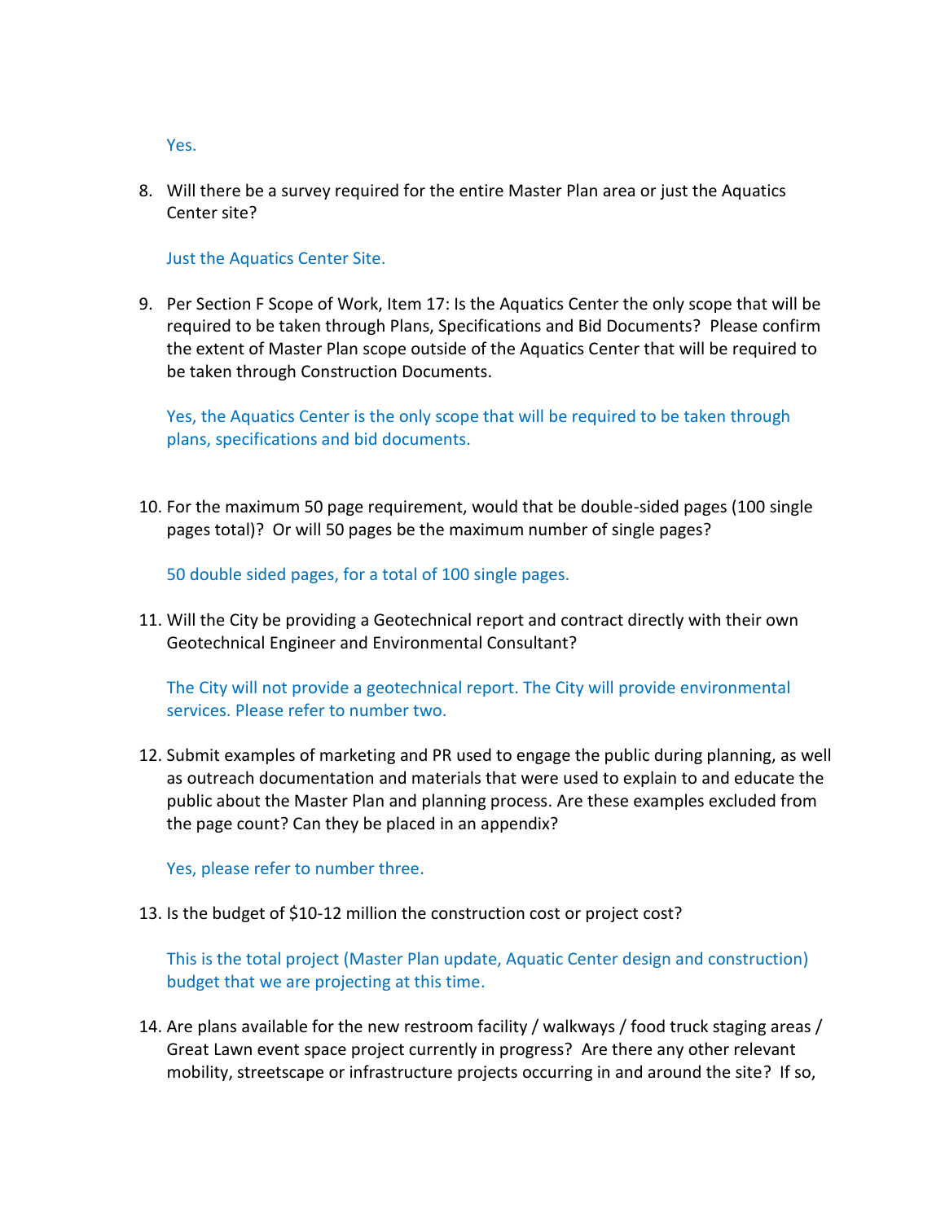Yes.

8. Will there be a survey required for the entire Master Plan area or just the Aquatics Center site?

   Just the Aquatics Center Site.

9. Per Section F Scope of Work, Item 17: Is the Aquatics Center the only scope that will be required to be taken through Plans, Specifications and Bid Documents? Please confirm the extent of Master Plan scope outside of the Aquatics Center that will be required to be taken through Construction Documents.

   Yes, the Aquatics Center is the only scope that will be required to be taken through plans, specifications and bid documents.

10. For the maximum 50 page requirement, would that be double-sided pages (100 single pages total)? Or will 50 pages be the maximum number of single pages?

    50 double sided pages, for a total of 100 single pages.

11. Will the City be providing a Geotechnical report and contract directly with their own Geotechnical Engineer and Environmental Consultant?

    The City will not provide a geotechnical report. The City will provide environmental services. Please refer to number two.

12. Submit examples of marketing and PR used to engage the public during planning, as well as outreach documentation and materials that were used to explain to and educate the public about the Master Plan and planning process. Are these examples excluded from the page count? Can they be placed in an appendix?

    Yes, please refer to number three.

13. Is the budget of $10-12 million the construction cost or project cost?

    This is the total project (Master Plan update, Aquatic Center design and construction) budget that we are projecting at this time.

14. Are plans available for the new restroom facility / walkways / food truck staging areas / Great Lawn event space project currently in progress? Are there any other relevant mobility, streetscape or infrastructure projects occurring in and around the site? If so,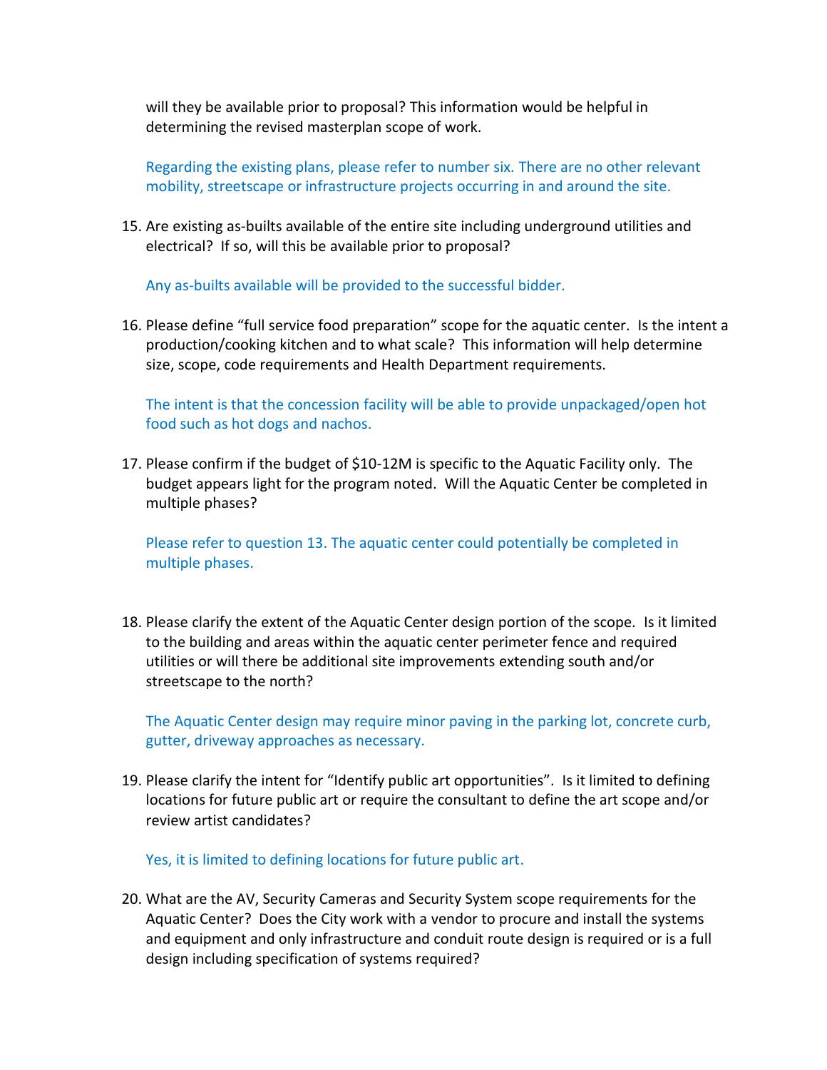will they be available prior to proposal? This information would be helpful in determining the revised masterplan scope of work.

Regarding the existing plans, please refer to number six. There are no other relevant mobility, streetscape or infrastructure projects occurring in and around the site.

15. Are existing as-builts available of the entire site including underground utilities and electrical? If so, will this be available prior to proposal?

    Any as-builts available will be provided to the successful bidder.

16. Please define "full service food preparation" scope for the aquatic center. Is the intent a production/cooking kitchen and to what scale? This information will help determine size, scope, code requirements and Health Department requirements.

    The intent is that the concession facility will be able to provide unpackaged/open hot food such as hot dogs and nachos.

17. Please confirm if the budget of $10-12M is specific to the Aquatic Facility only. The budget appears light for the program noted. Will the Aquatic Center be completed in multiple phases?

    Please refer to question 13. The aquatic center could potentially be completed in multiple phases.

18. Please clarify the extent of the Aquatic Center design portion of the scope. Is it limited to the building and areas within the aquatic center perimeter fence and required utilities or will there be additional site improvements extending south and/or streetscape to the north?

    The Aquatic Center design may require minor paving in the parking lot, concrete curb, gutter, driveway approaches as necessary.

19. Please clarify the intent for "Identify public art opportunities". Is it limited to defining locations for future public art or require the consultant to define the art scope and/or review artist candidates?

    Yes, it is limited to defining locations for future public art.

20. What are the AV, Security Cameras and Security System scope requirements for the Aquatic Center? Does the City work with a vendor to procure and install the systems and equipment and only infrastructure and conduit route design is required or is a full design including specification of systems required?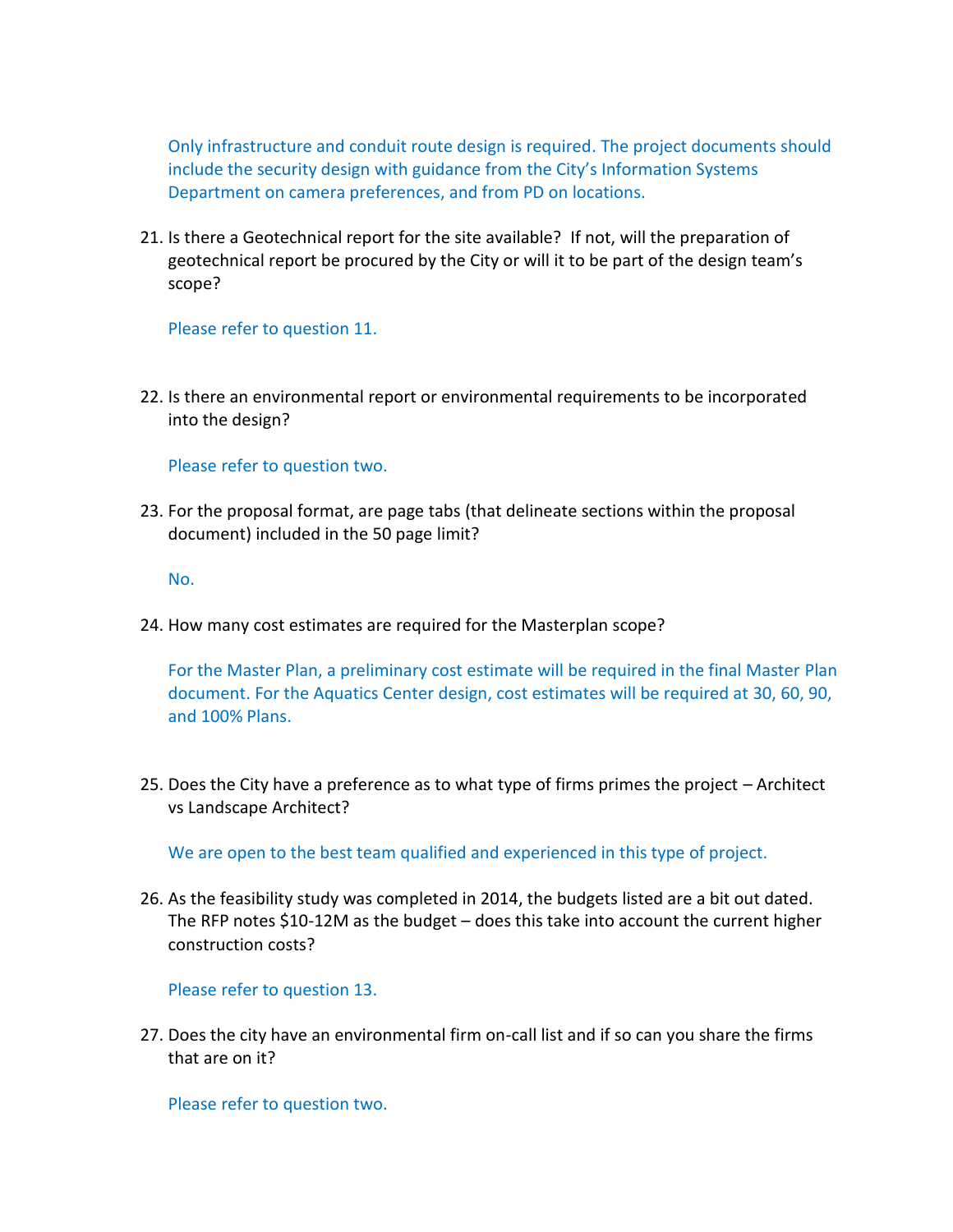Only infrastructure and conduit route design is required. The project documents should include the security design with guidance from the City's Information Systems Department on camera preferences, and from PD on locations.

21. Is there a Geotechnical report for the site available? If not, will the preparation of geotechnical report be procured by the City or will it to be part of the design team's scope?

    Please refer to question 11.

22. Is there an environmental report or environmental requirements to be incorporated into the design?

    Please refer to question two.

23. For the proposal format, are page tabs (that delineate sections within the proposal document) included in the 50 page limit?

    No.

24. How many cost estimates are required for the Masterplan scope?

    For the Master Plan, a preliminary cost estimate will be required in the final Master Plan document. For the Aquatics Center design, cost estimates will be required at 30, 60, 90, and 100% Plans.

25. Does the City have a preference as to what type of firms primes the project – Architect vs Landscape Architect?

    We are open to the best team qualified and experienced in this type of project.

26. As the feasibility study was completed in 2014, the budgets listed are a bit out dated. The RFP notes $10-12M as the budget – does this take into account the current higher construction costs?

    Please refer to question 13.

27. Does the city have an environmental firm on-call list and if so can you share the firms that are on it?

    Please refer to question two.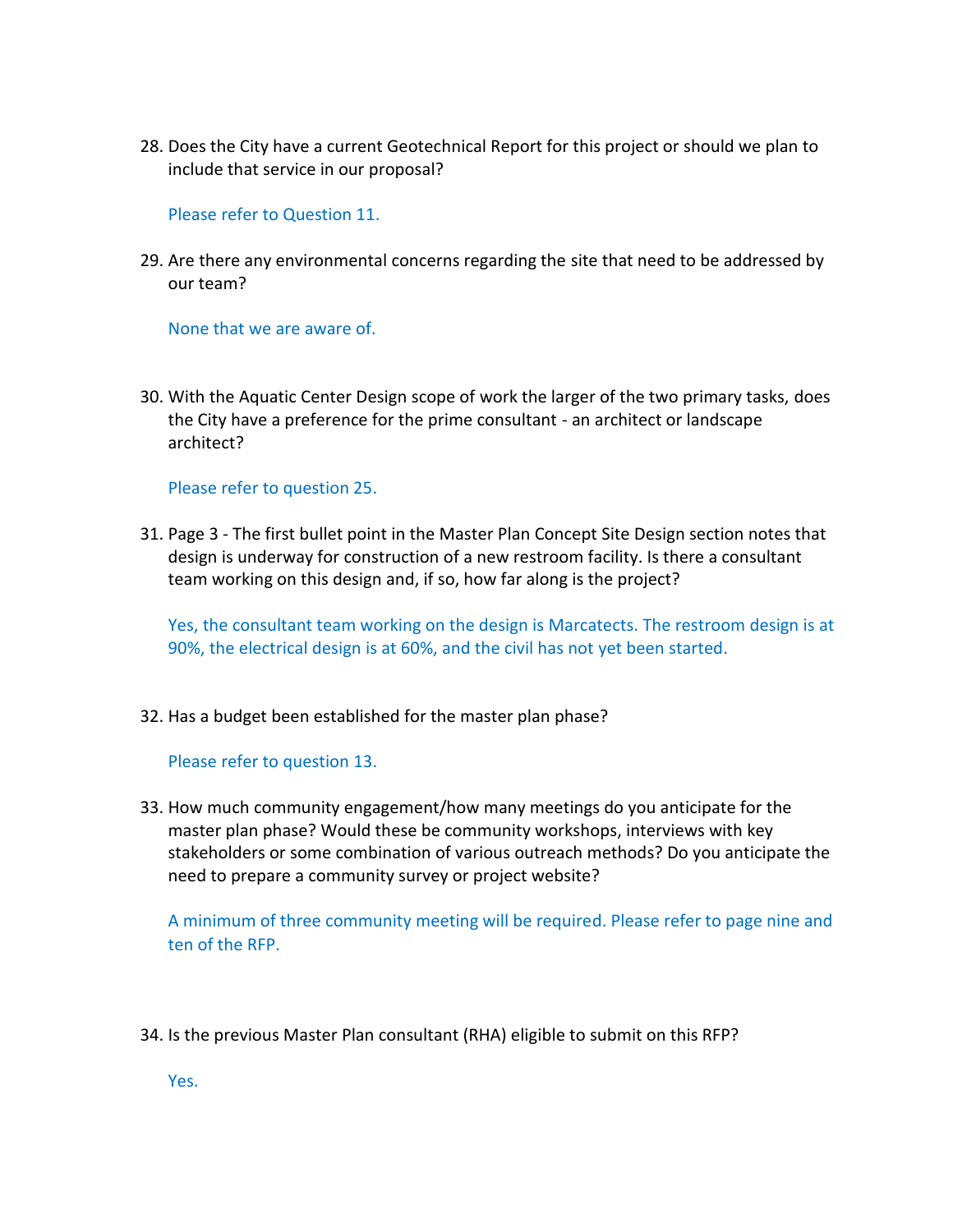28. Does the City have a current Geotechnical Report for this project or should we plan to include that service in our proposal?

    Please refer to Question 11.

29. Are there any environmental concerns regarding the site that need to be addressed by our team?

    None that we are aware of.

30. With the Aquatic Center Design scope of work the larger of the two primary tasks, does the City have a preference for the prime consultant - an architect or landscape architect?

    Please refer to question 25.

31. Page 3 - The first bullet point in the Master Plan Concept Site Design section notes that design is underway for construction of a new restroom facility. Is there a consultant team working on this design and, if so, how far along is the project?

    Yes, the consultant team working on the design is Marcatects. The restroom design is at 90%, the electrical design is at 60%, and the civil has not yet been started.

32. Has a budget been established for the master plan phase?

    Please refer to question 13.

33. How much community engagement/how many meetings do you anticipate for the master plan phase? Would these be community workshops, interviews with key stakeholders or some combination of various outreach methods? Do you anticipate the need to prepare a community survey or project website?

    A minimum of three community meeting will be required. Please refer to page nine and ten of the RFP.

34. Is the previous Master Plan consultant (RHA) eligible to submit on this RFP?

    Yes.